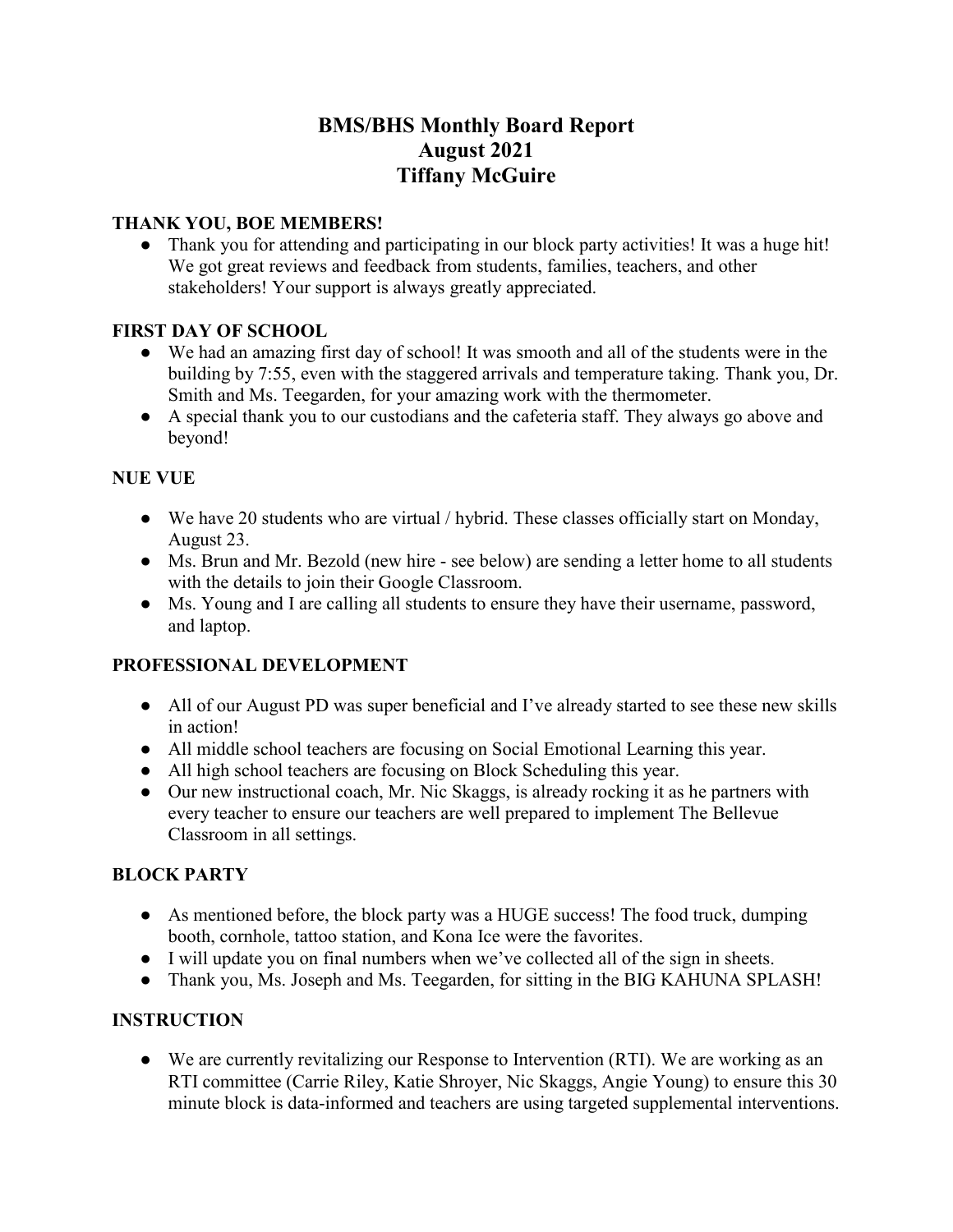# BMS/BHS Monthly Board Report
# August 2021
# Tiffany McGuire

**THANK YOU, BOE MEMBERS!**

- Thank you for attending and participating in our block party activities! It was a huge hit! We got great reviews and feedback from students, families, teachers, and other stakeholders! Your support is always greatly appreciated.

**FIRST DAY OF SCHOOL**

- We had an amazing first day of school! It was smooth and all of the students were in the building by 7:55, even with the staggered arrivals and temperature taking. Thank you, Dr. Smith and Ms. Teegarden, for your amazing work with the thermometer.
- A special thank you to our custodians and the cafeteria staff. They always go above and beyond!

**NUE VUE**

- We have 20 students who are virtual / hybrid. These classes officially start on Monday, August 23.
- Ms. Brun and Mr. Bezold (new hire - see below) are sending a letter home to all students with the details to join their Google Classroom.
- Ms. Young and I are calling all students to ensure they have their username, password, and laptop.

**PROFESSIONAL DEVELOPMENT**

- All of our August PD was super beneficial and I've already started to see these new skills in action!
- All middle school teachers are focusing on Social Emotional Learning this year.
- All high school teachers are focusing on Block Scheduling this year.
- Our new instructional coach, Mr. Nic Skaggs, is already rocking it as he partners with every teacher to ensure our teachers are well prepared to implement The Bellevue Classroom in all settings.

**BLOCK PARTY**

- As mentioned before, the block party was a HUGE success! The food truck, dumping booth, cornhole, tattoo station, and Kona Ice were the favorites.
- I will update you on final numbers when we've collected all of the sign in sheets.
- Thank you, Ms. Joseph and Ms. Teegarden, for sitting in the BIG KAHUNA SPLASH!

**INSTRUCTION**

- We are currently revitalizing our Response to Intervention (RTI). We are working as an RTI committee (Carrie Riley, Katie Shroyer, Nic Skaggs, Angie Young) to ensure this 30 minute block is data-informed and teachers are using targeted supplemental interventions.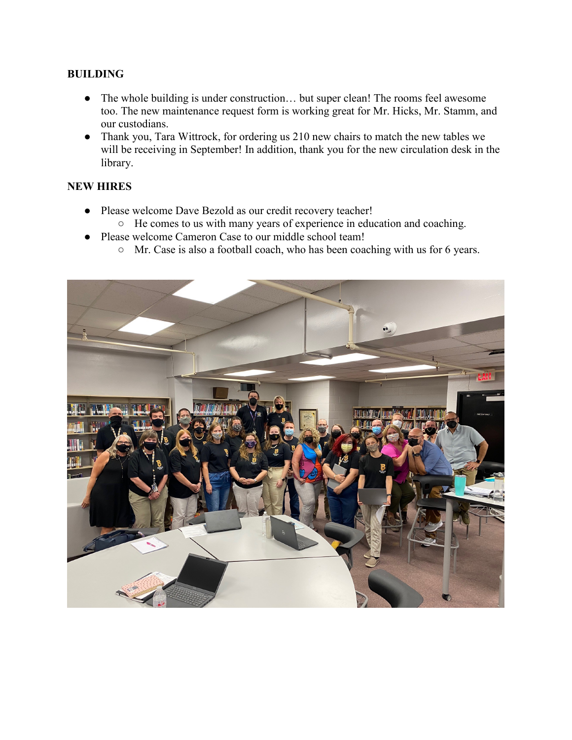**BUILDING**

- The whole building is under construction… but super clean! The rooms feel awesome too. The new maintenance request form is working great for Mr. Hicks, Mr. Stamm, and our custodians.
- Thank you, Tara Wittrock, for ordering us 210 new chairs to match the new tables we will be receiving in September! In addition, thank you for the new circulation desk in the library.

**NEW HIRES**

- Please welcome Dave Bezold as our credit recovery teacher!
  - He comes to us with many years of experience in education and coaching.
- Please welcome Cameron Case to our middle school team!
  - Mr. Case is also a football coach, who has been coaching with us for 6 years.